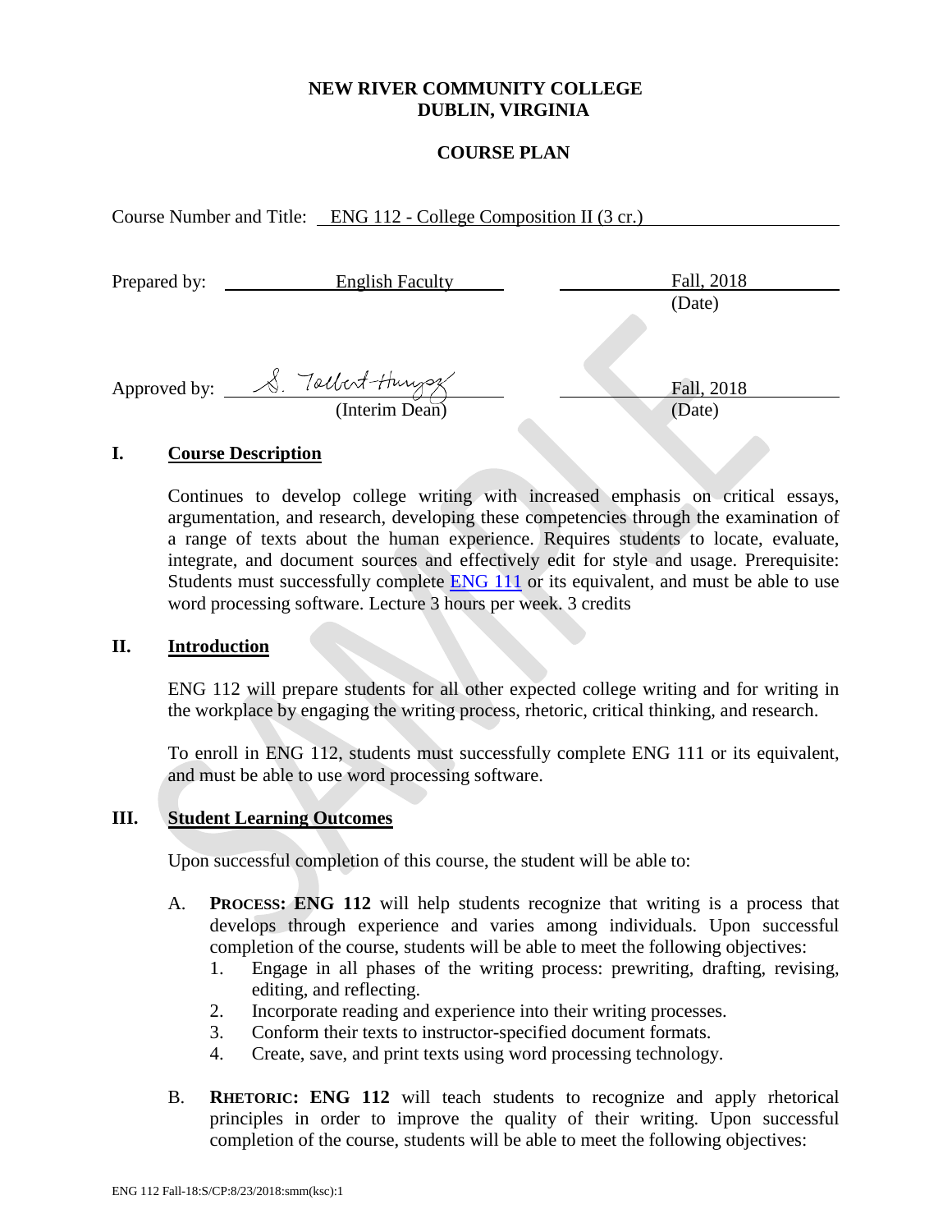**NEW RIVER COMMUNITY COLLEGE**
**DUBLIN, VIRGINIA**

**COURSE PLAN**

Course Number and Title: ENG 112 - College Composition II (3 cr.)

Prepared by: English Faculty — Fall, 2018 (Date)

Approved by: S. Talbert-Hungsz (Interim Dean) — Fall, 2018 (Date)

## I. Course Description

Continues to develop college writing with increased emphasis on critical essays, argumentation, and research, developing these competencies through the examination of a range of texts about the human experience. Requires students to locate, evaluate, integrate, and document sources and effectively edit for style and usage. Prerequisite: Students must successfully complete ENG 111 or its equivalent, and must be able to use word processing software. Lecture 3 hours per week. 3 credits

## II. Introduction

ENG 112 will prepare students for all other expected college writing and for writing in the workplace by engaging the writing process, rhetoric, critical thinking, and research.

To enroll in ENG 112, students must successfully complete ENG 111 or its equivalent, and must be able to use word processing software.

## III. Student Learning Outcomes

Upon successful completion of this course, the student will be able to:

A. **PROCESS: ENG 112** will help students recognize that writing is a process that develops through experience and varies among individuals. Upon successful completion of the course, students will be able to meet the following objectives:
   1. Engage in all phases of the writing process: prewriting, drafting, revising, editing, and reflecting.
   2. Incorporate reading and experience into their writing processes.
   3. Conform their texts to instructor-specified document formats.
   4. Create, save, and print texts using word processing technology.

B. **RHETORIC: ENG 112** will teach students to recognize and apply rhetorical principles in order to improve the quality of their writing. Upon successful completion of the course, students will be able to meet the following objectives: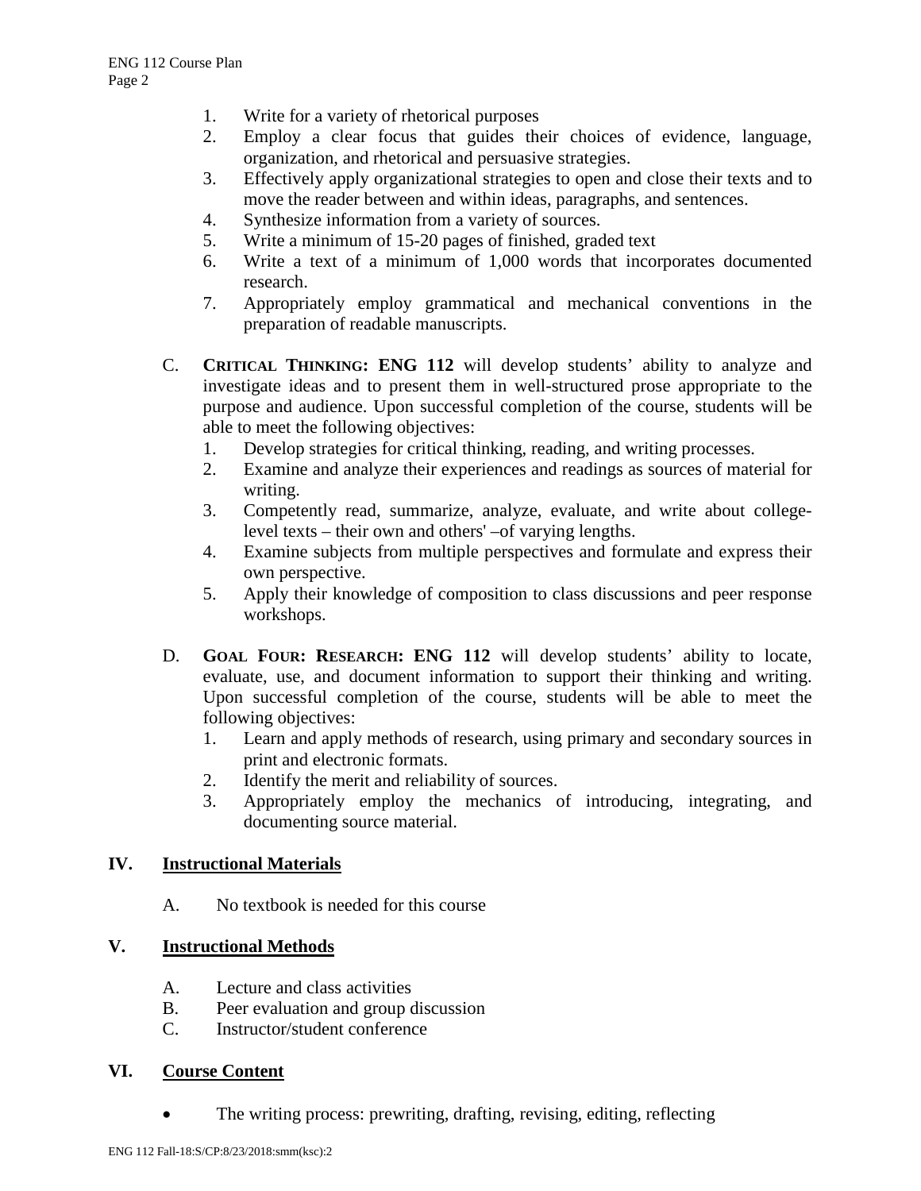1. Write for a variety of rhetorical purposes
2. Employ a clear focus that guides their choices of evidence, language, organization, and rhetorical and persuasive strategies.
3. Effectively apply organizational strategies to open and close their texts and to move the reader between and within ideas, paragraphs, and sentences.
4. Synthesize information from a variety of sources.
5. Write a minimum of 15-20 pages of finished, graded text
6. Write a text of a minimum of 1,000 words that incorporates documented research.
7. Appropriately employ grammatical and mechanical conventions in the preparation of readable manuscripts.

C. **CRITICAL THINKING: ENG 112** will develop students' ability to analyze and investigate ideas and to present them in well-structured prose appropriate to the purpose and audience. Upon successful completion of the course, students will be able to meet the following objectives:

1. Develop strategies for critical thinking, reading, and writing processes.
2. Examine and analyze their experiences and readings as sources of material for writing.
3. Competently read, summarize, analyze, evaluate, and write about college-level texts – their own and others' –of varying lengths.
4. Examine subjects from multiple perspectives and formulate and express their own perspective.
5. Apply their knowledge of composition to class discussions and peer response workshops.

D. **GOAL FOUR: RESEARCH: ENG 112** will develop students' ability to locate, evaluate, use, and document information to support their thinking and writing. Upon successful completion of the course, students will be able to meet the following objectives:

1. Learn and apply methods of research, using primary and secondary sources in print and electronic formats.
2. Identify the merit and reliability of sources.
3. Appropriately employ the mechanics of introducing, integrating, and documenting source material.

## IV. Instructional Materials

A. No textbook is needed for this course

## V. Instructional Methods

A. Lecture and class activities
B. Peer evaluation and group discussion
C. Instructor/student conference

## VI. Course Content

- The writing process: prewriting, drafting, revising, editing, reflecting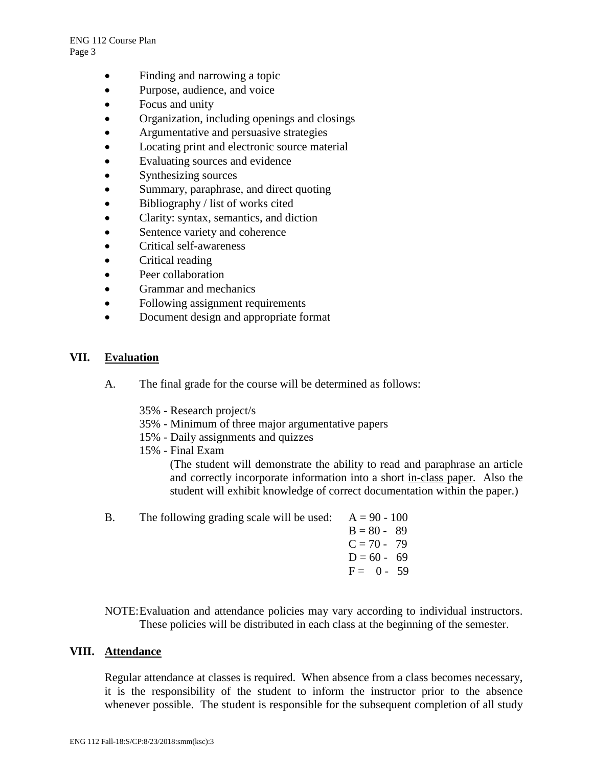- Finding and narrowing a topic
- Purpose, audience, and voice
- Focus and unity
- Organization, including openings and closings
- Argumentative and persuasive strategies
- Locating print and electronic source material
- Evaluating sources and evidence
- Synthesizing sources
- Summary, paraphrase, and direct quoting
- Bibliography / list of works cited
- Clarity: syntax, semantics, and diction
- Sentence variety and coherence
- Critical self-awareness
- Critical reading
- Peer collaboration
- Grammar and mechanics
- Following assignment requirements
- Document design and appropriate format

## VII. Evaluation

A. The final grade for the course will be determined as follows:

35% - Research project/s
35% - Minimum of three major argumentative papers
15% - Daily assignments and quizzes
15% - Final Exam
(The student will demonstrate the ability to read and paraphrase an article and correctly incorporate information into a short in-class paper. Also the student will exhibit knowledge of correct documentation within the paper.)

B. The following grading scale will be used:

A = 90 - 100
B = 80 - 89
C = 70 - 79
D = 60 - 69
F = 0 - 59

NOTE: Evaluation and attendance policies may vary according to individual instructors. These policies will be distributed in each class at the beginning of the semester.

## VIII. Attendance

Regular attendance at classes is required. When absence from a class becomes necessary, it is the responsibility of the student to inform the instructor prior to the absence whenever possible. The student is responsible for the subsequent completion of all study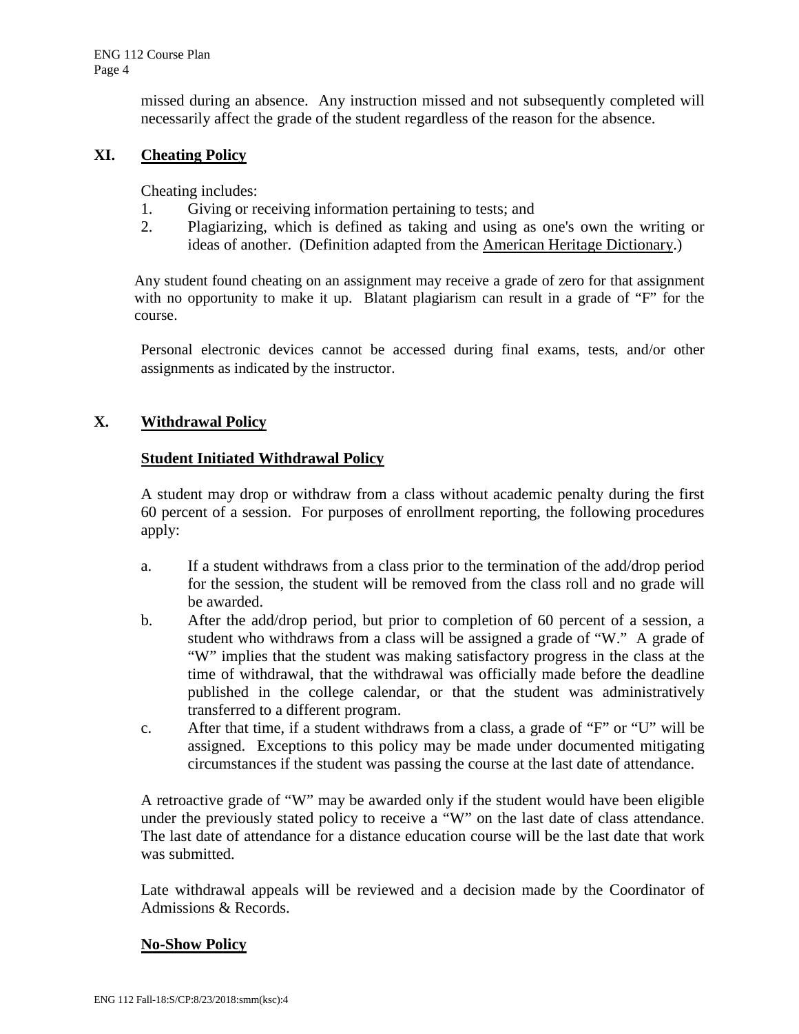missed during an absence. Any instruction missed and not subsequently completed will necessarily affect the grade of the student regardless of the reason for the absence.

## XI. Cheating Policy

Cheating includes:

1. Giving or receiving information pertaining to tests; and
2. Plagiarizing, which is defined as taking and using as one's own the writing or ideas of another. (Definition adapted from the American Heritage Dictionary.)

Any student found cheating on an assignment may receive a grade of zero for that assignment with no opportunity to make it up. Blatant plagiarism can result in a grade of "F" for the course.

Personal electronic devices cannot be accessed during final exams, tests, and/or other assignments as indicated by the instructor.

## X. Withdrawal Policy

### Student Initiated Withdrawal Policy

A student may drop or withdraw from a class without academic penalty during the first 60 percent of a session. For purposes of enrollment reporting, the following procedures apply:

a. If a student withdraws from a class prior to the termination of the add/drop period for the session, the student will be removed from the class roll and no grade will be awarded.

b. After the add/drop period, but prior to completion of 60 percent of a session, a student who withdraws from a class will be assigned a grade of "W." A grade of "W" implies that the student was making satisfactory progress in the class at the time of withdrawal, that the withdrawal was officially made before the deadline published in the college calendar, or that the student was administratively transferred to a different program.

c. After that time, if a student withdraws from a class, a grade of "F" or "U" will be assigned. Exceptions to this policy may be made under documented mitigating circumstances if the student was passing the course at the last date of attendance.

A retroactive grade of "W" may be awarded only if the student would have been eligible under the previously stated policy to receive a "W" on the last date of class attendance. The last date of attendance for a distance education course will be the last date that work was submitted.

Late withdrawal appeals will be reviewed and a decision made by the Coordinator of Admissions & Records.

### No-Show Policy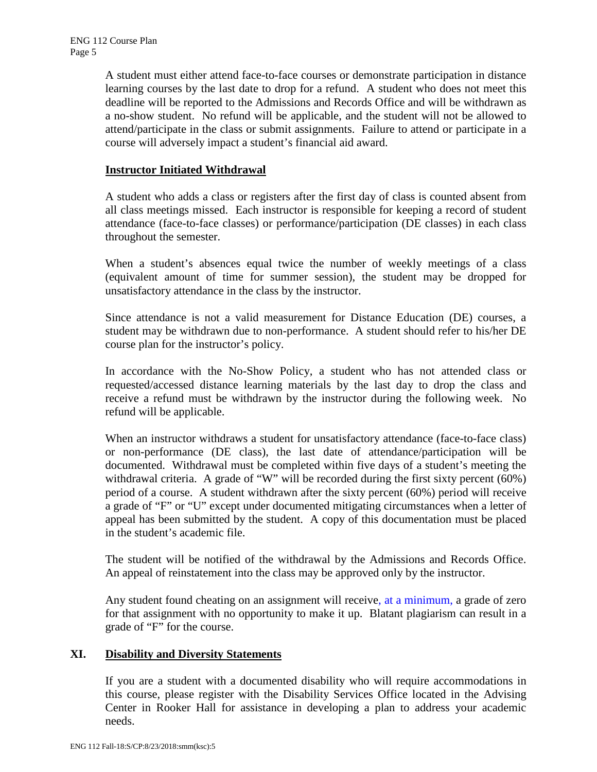A student must either attend face-to-face courses or demonstrate participation in distance learning courses by the last date to drop for a refund. A student who does not meet this deadline will be reported to the Admissions and Records Office and will be withdrawn as a no-show student. No refund will be applicable, and the student will not be allowed to attend/participate in the class or submit assignments. Failure to attend or participate in a course will adversely impact a student's financial aid award.

### Instructor Initiated Withdrawal

A student who adds a class or registers after the first day of class is counted absent from all class meetings missed. Each instructor is responsible for keeping a record of student attendance (face-to-face classes) or performance/participation (DE classes) in each class throughout the semester.

When a student's absences equal twice the number of weekly meetings of a class (equivalent amount of time for summer session), the student may be dropped for unsatisfactory attendance in the class by the instructor.

Since attendance is not a valid measurement for Distance Education (DE) courses, a student may be withdrawn due to non-performance. A student should refer to his/her DE course plan for the instructor's policy.

In accordance with the No-Show Policy, a student who has not attended class or requested/accessed distance learning materials by the last day to drop the class and receive a refund must be withdrawn by the instructor during the following week. No refund will be applicable.

When an instructor withdraws a student for unsatisfactory attendance (face-to-face class) or non-performance (DE class), the last date of attendance/participation will be documented. Withdrawal must be completed within five days of a student's meeting the withdrawal criteria. A grade of "W" will be recorded during the first sixty percent (60%) period of a course. A student withdrawn after the sixty percent (60%) period will receive a grade of "F" or "U" except under documented mitigating circumstances when a letter of appeal has been submitted by the student. A copy of this documentation must be placed in the student's academic file.

The student will be notified of the withdrawal by the Admissions and Records Office. An appeal of reinstatement into the class may be approved only by the instructor.

Any student found cheating on an assignment will receive, at a minimum, a grade of zero for that assignment with no opportunity to make it up. Blatant plagiarism can result in a grade of "F" for the course.

## XI. Disability and Diversity Statements

If you are a student with a documented disability who will require accommodations in this course, please register with the Disability Services Office located in the Advising Center in Rooker Hall for assistance in developing a plan to address your academic needs.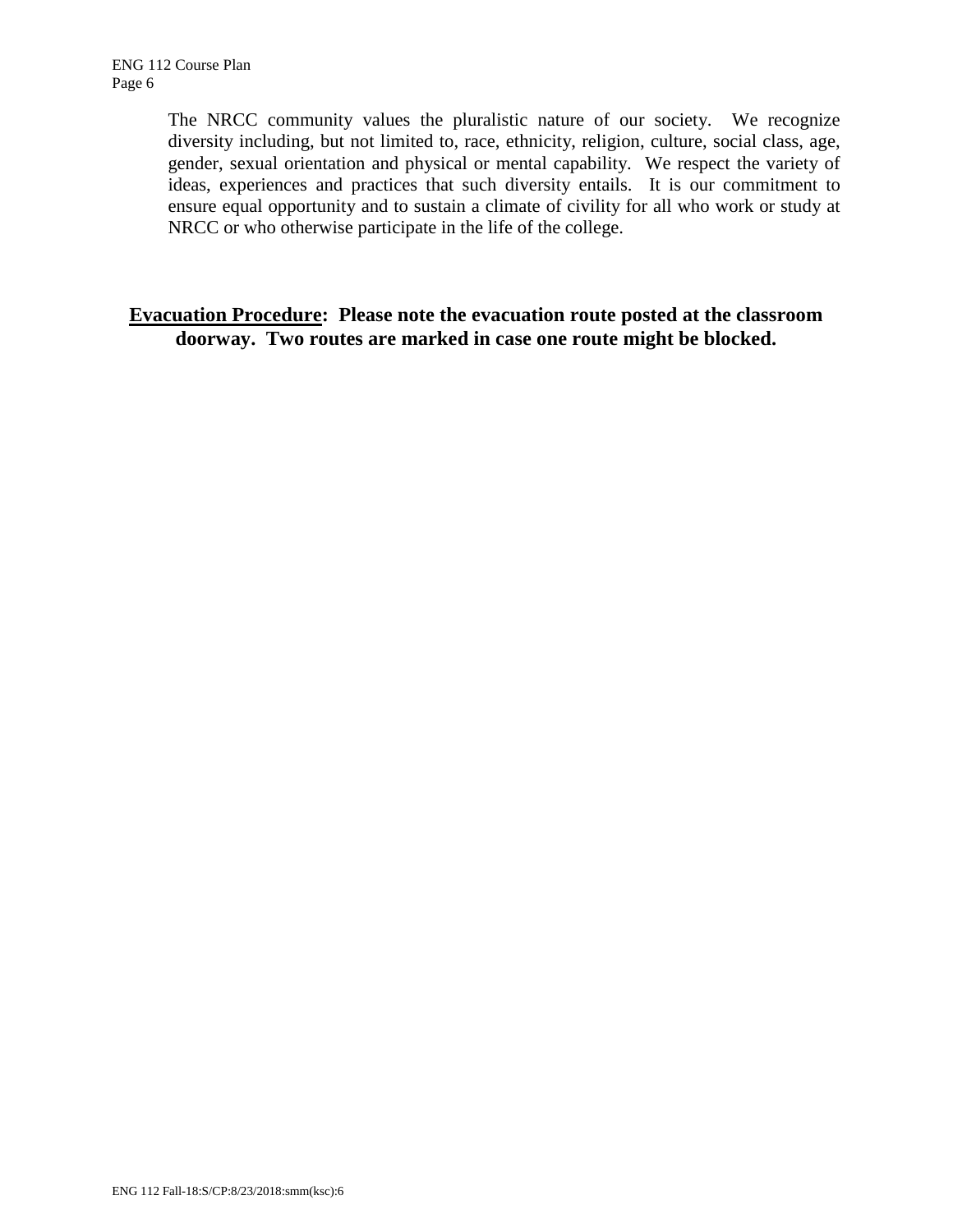The NRCC community values the pluralistic nature of our society. We recognize diversity including, but not limited to, race, ethnicity, religion, culture, social class, age, gender, sexual orientation and physical or mental capability. We respect the variety of ideas, experiences and practices that such diversity entails. It is our commitment to ensure equal opportunity and to sustain a climate of civility for all who work or study at NRCC or who otherwise participate in the life of the college.

**Evacuation Procedure: Please note the evacuation route posted at the classroom doorway. Two routes are marked in case one route might be blocked.**